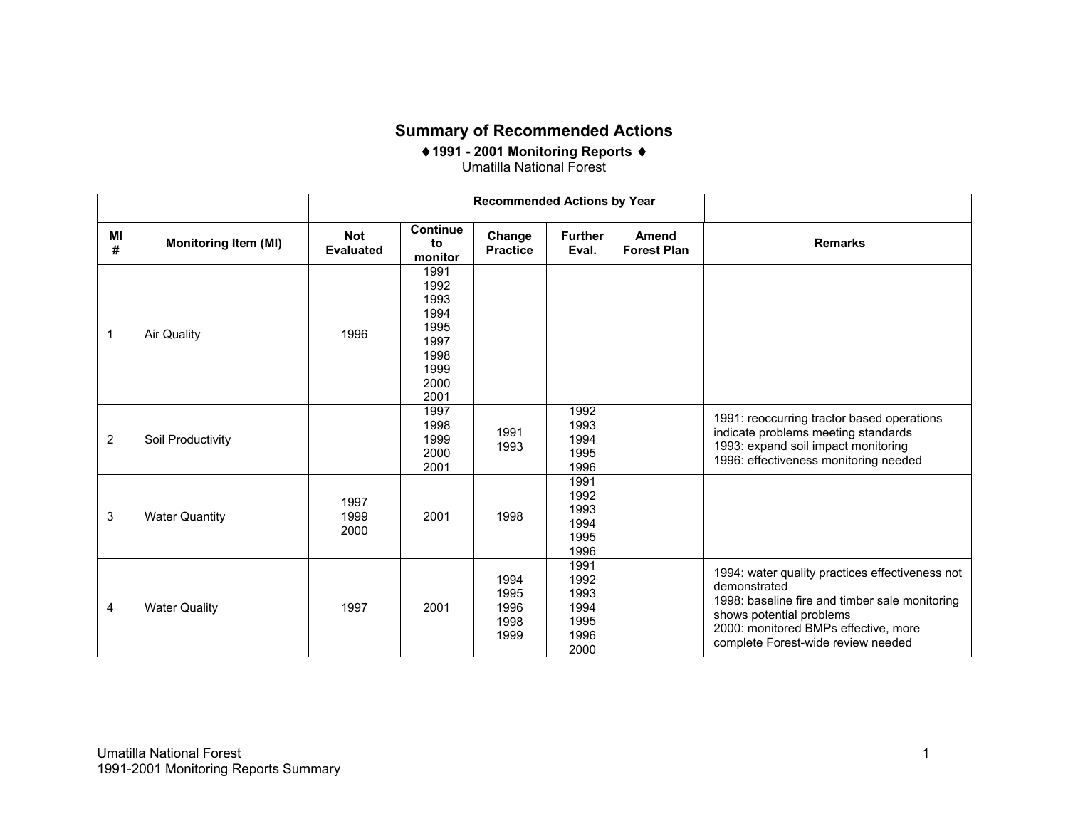# Summary of Recommended Actions

**♦1991 - 2001 Monitoring Reports ♦**

Umatilla National Forest

| | | Recommended Actions by Year | | | | | |
|---|---|---|---|---|---|---|---|
| **MI #** | **Monitoring Item (MI)** | **Not Evaluated** | **Continue to monitor** | **Change Practice** | **Further Eval.** | **Amend Forest Plan** | **Remarks** |
| 1 | Air Quality | 1996 | 1991 1992 1993 1994 1995 1997 1998 1999 2000 2001 | | | | |
| 2 | Soil Productivity | | 1997 1998 1999 2000 2001 | 1991 1993 | 1992 1993 1994 1995 1996 | | 1991: reoccurring tractor based operations indicate problems meeting standards 1993: expand soil impact monitoring 1996: effectiveness monitoring needed |
| 3 | Water Quantity | 1997 1999 2000 | 2001 | 1998 | 1991 1992 1993 1994 1995 1996 | | |
| 4 | Water Quality | 1997 | 2001 | 1994 1995 1996 1998 1999 | 1991 1992 1993 1994 1995 1996 2000 | | 1994: water quality practices effectiveness not demonstrated 1998: baseline fire and timber sale monitoring shows potential problems 2000: monitored BMPs effective, more complete Forest-wide review needed |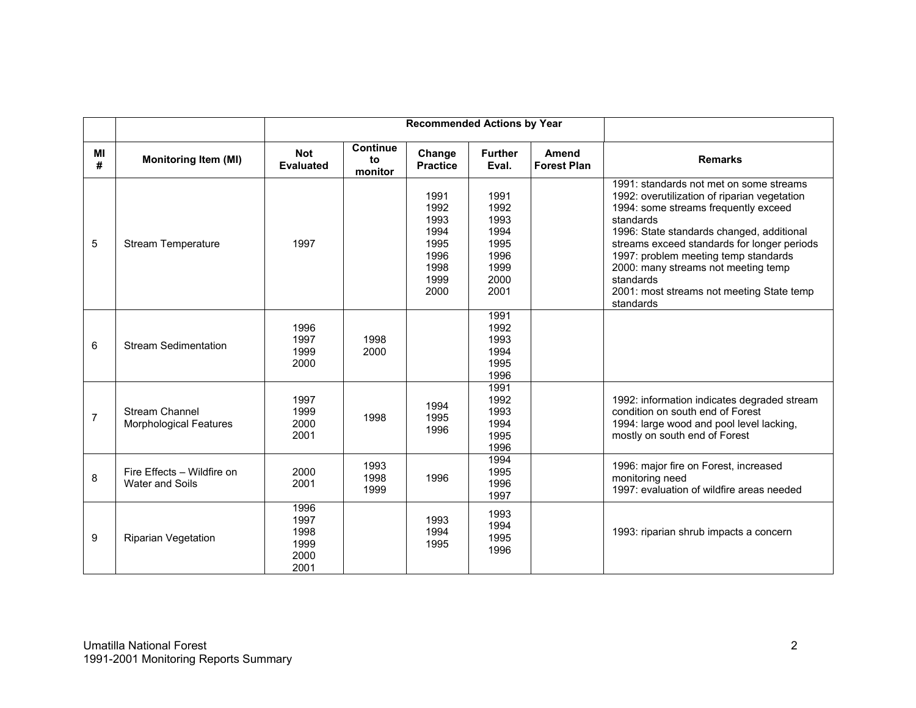| | | Recommended Actions by Year | | | | | |
|---|---|---|---|---|---|---|---|
| MI # | Monitoring Item (MI) | Not Evaluated | Continue to monitor | Change Practice | Further Eval. | Amend Forest Plan | Remarks |
| 5 | Stream Temperature | 1997 | | 1991<br>1992<br>1993<br>1994<br>1995<br>1996<br>1998<br>1999<br>2000 | 1991<br>1992<br>1993<br>1994<br>1995<br>1996<br>1999<br>2000<br>2001 | | 1991: standards not met on some streams<br>1992: overutilization of riparian vegetation<br>1994: some streams frequently exceed standards<br>1996: State standards changed, additional streams exceed standards for longer periods<br>1997: problem meeting temp standards<br>2000: many streams not meeting temp standards<br>2001: most streams not meeting State temp standards |
| 6 | Stream Sedimentation | 1996<br>1997<br>1999<br>2000 | 1998<br>2000 | | 1991<br>1992<br>1993<br>1994<br>1995<br>1996 | | |
| 7 | Stream Channel Morphological Features | 1997<br>1999<br>2000<br>2001 | 1998 | 1994<br>1995<br>1996 | 1991<br>1992<br>1993<br>1994<br>1995<br>1996 | | 1992: information indicates degraded stream condition on south end of Forest<br>1994: large wood and pool level lacking, mostly on south end of Forest |
| 8 | Fire Effects – Wildfire on Water and Soils | 2000<br>2001 | 1993<br>1998<br>1999 | 1996 | 1994<br>1995<br>1996<br>1997 | | 1996: major fire on Forest, increased monitoring need<br>1997: evaluation of wildfire areas needed |
| 9 | Riparian Vegetation | 1996<br>1997<br>1998<br>1999<br>2000<br>2001 | | 1993<br>1994<br>1995 | 1993<br>1994<br>1995<br>1996 | | 1993: riparian shrub impacts a concern |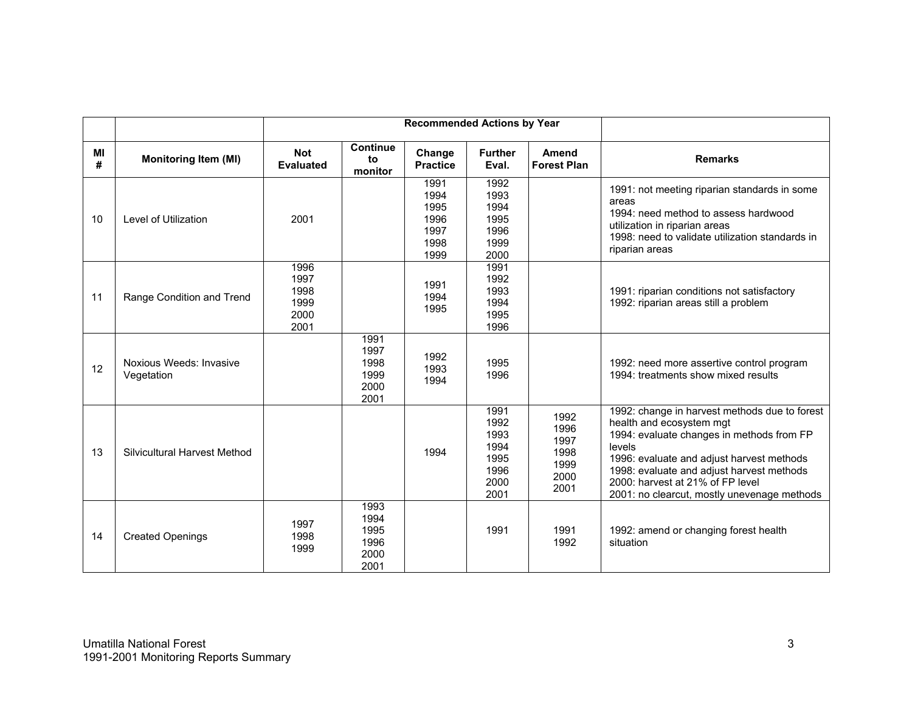| | | Recommended Actions by Year | | | | | |
|---|---|---|---|---|---|---|---|
| MI # | Monitoring Item (MI) | Not Evaluated | Continue to monitor | Change Practice | Further Eval. | Amend Forest Plan | Remarks |
| 10 | Level of Utilization | 2001 | | 1991<br>1994<br>1995<br>1996<br>1997<br>1998<br>1999 | 1992<br>1993<br>1994<br>1995<br>1996<br>1999<br>2000 | | 1991: not meeting riparian standards in some areas<br>1994: need method to assess hardwood utilization in riparian areas<br>1998: need to validate utilization standards in riparian areas |
| 11 | Range Condition and Trend | 1996<br>1997<br>1998<br>1999<br>2000<br>2001 | | 1991<br>1994<br>1995 | 1991<br>1992<br>1993<br>1994<br>1995<br>1996 | | 1991: riparian conditions not satisfactory<br>1992: riparian areas still a problem |
| 12 | Noxious Weeds: Invasive Vegetation | | 1991<br>1997<br>1998<br>1999<br>2000<br>2001 | 1992<br>1993<br>1994 | 1995<br>1996 | | 1992: need more assertive control program<br>1994: treatments show mixed results |
| 13 | Silvicultural Harvest Method | | | 1994 | 1991<br>1992<br>1993<br>1994<br>1995<br>1996<br>2000<br>2001 | 1992<br>1996<br>1997<br>1998<br>1999<br>2000<br>2001 | 1992: change in harvest methods due to forest health and ecosystem mgt<br>1994: evaluate changes in methods from FP levels<br>1996: evaluate and adjust harvest methods<br>1998: evaluate and adjust harvest methods<br>2000: harvest at 21% of FP level<br>2001: no clearcut, mostly unevenage methods |
| 14 | Created Openings | 1997<br>1998<br>1999 | 1993<br>1994<br>1995<br>1996<br>2000<br>2001 | | 1991 | 1991<br>1992 | 1992: amend or changing forest health situation |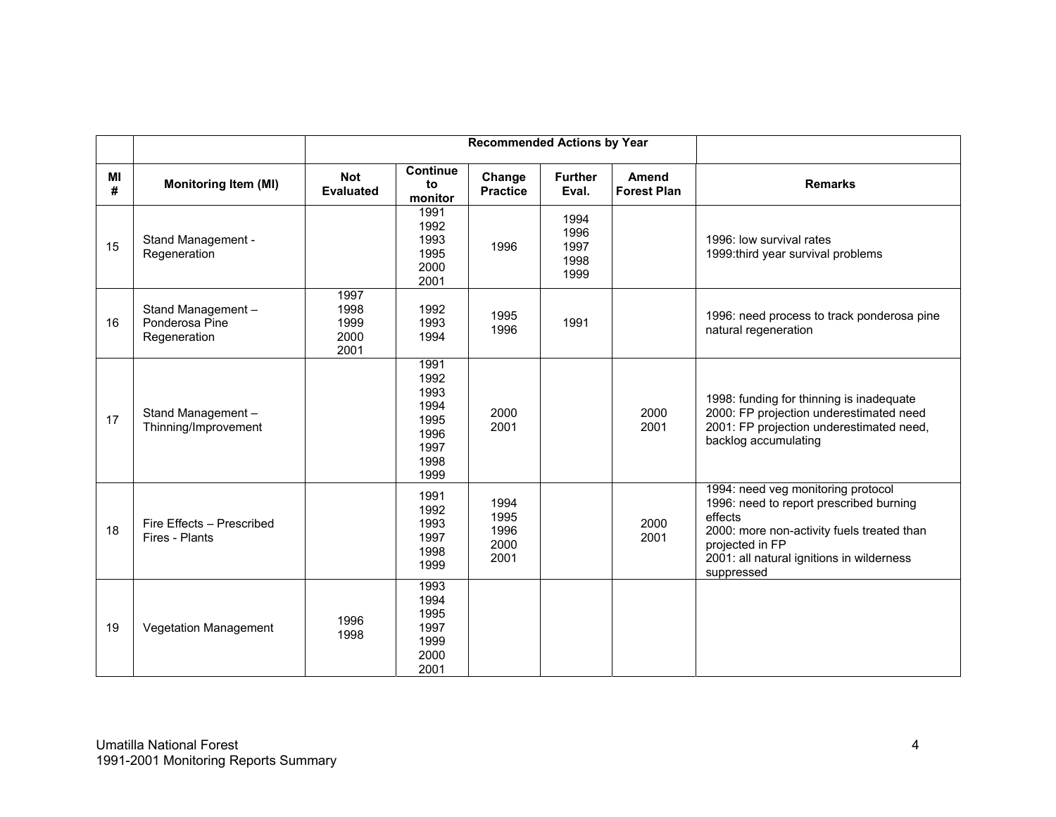| | | Recommended Actions by Year | | | | | |
|---|---|---|---|---|---|---|---|
| MI # | Monitoring Item (MI) | Not Evaluated | Continue to monitor | Change Practice | Further Eval. | Amend Forest Plan | Remarks |
| 15 | Stand Management - Regeneration | | 1991<br>1992<br>1993<br>1995<br>2000<br>2001 | 1996 | 1994<br>1996<br>1997<br>1998<br>1999 | | 1996: low survival rates<br>1999:third year survival problems |
| 16 | Stand Management – Ponderosa Pine Regeneration | 1997<br>1998<br>1999<br>2000<br>2001 | 1992<br>1993<br>1994 | 1995<br>1996 | 1991 | | 1996: need process to track ponderosa pine natural regeneration |
| 17 | Stand Management – Thinning/Improvement | | 1991<br>1992<br>1993<br>1994<br>1995<br>1996<br>1997<br>1998<br>1999 | 2000<br>2001 | | 2000<br>2001 | 1998: funding for thinning is inadequate<br>2000: FP projection underestimated need<br>2001: FP projection underestimated need, backlog accumulating |
| 18 | Fire Effects – Prescribed Fires - Plants | | 1991<br>1992<br>1993<br>1997<br>1998<br>1999 | 1994<br>1995<br>1996<br>2000<br>2001 | | 2000<br>2001 | 1994: need veg monitoring protocol<br>1996: need to report prescribed burning effects<br>2000: more non-activity fuels treated than projected in FP<br>2001: all natural ignitions in wilderness suppressed |
| 19 | Vegetation Management | 1996<br>1998 | 1993<br>1994<br>1995<br>1997<br>1999<br>2000<br>2001 | | | | |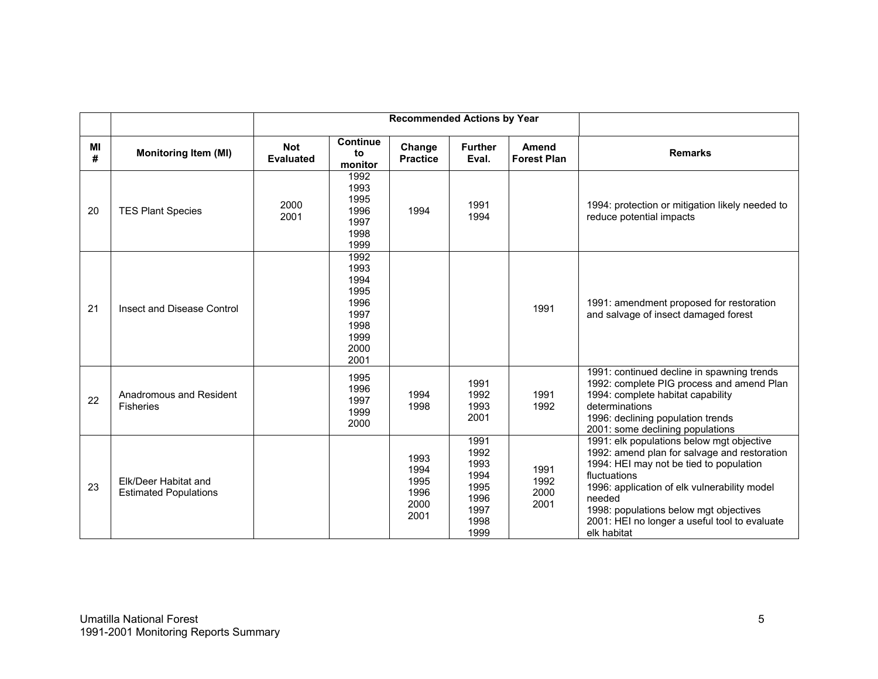| | | Recommended Actions by Year | | | | | |
|---|---|---|---|---|---|---|---|
| MI # | Monitoring Item (MI) | Not Evaluated | Continue to monitor | Change Practice | Further Eval. | Amend Forest Plan | Remarks |
| 20 | TES Plant Species | 2000<br>2001 | 1992<br>1993<br>1995<br>1996<br>1997<br>1998<br>1999 | 1994 | 1991<br>1994 | | 1994: protection or mitigation likely needed to reduce potential impacts |
| 21 | Insect and Disease Control | | 1992<br>1993<br>1994<br>1995<br>1996<br>1997<br>1998<br>1999<br>2000<br>2001 | | | 1991 | 1991: amendment proposed for restoration and salvage of insect damaged forest |
| 22 | Anadromous and Resident Fisheries | | 1995<br>1996<br>1997<br>1999<br>2000 | 1994<br>1998 | 1991<br>1992<br>1993<br>2001 | 1991<br>1992 | 1991: continued decline in spawning trends<br>1992: complete PIG process and amend Plan<br>1994: complete habitat capability determinations<br>1996: declining population trends<br>2001: some declining populations |
| 23 | Elk/Deer Habitat and Estimated Populations | | | 1993<br>1994<br>1995<br>1996<br>2000<br>2001 | 1991<br>1992<br>1993<br>1994<br>1995<br>1996<br>1997<br>1998<br>1999 | 1991<br>1992<br>2000<br>2001 | 1991: elk populations below mgt objective<br>1992: amend plan for salvage and restoration<br>1994: HEI may not be tied to population fluctuations<br>1996: application of elk vulnerability model needed<br>1998: populations below mgt objectives<br>2001: HEI no longer a useful tool to evaluate elk habitat |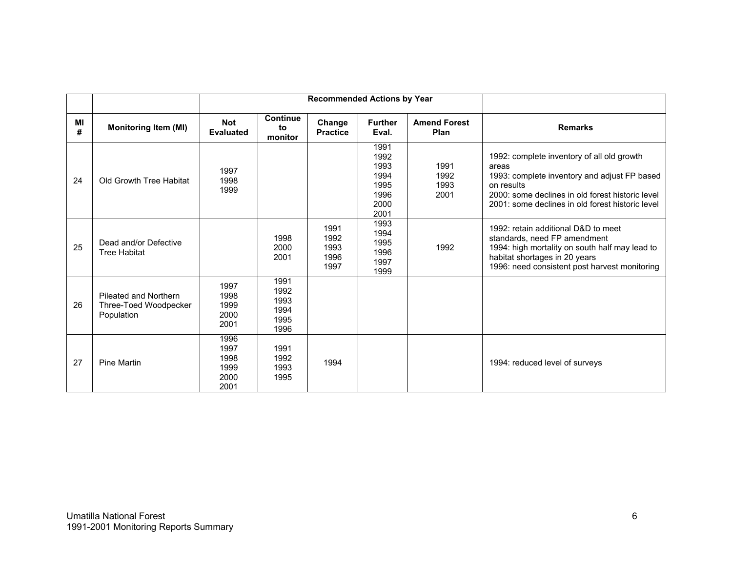| | | Recommended Actions by Year | | | | | |
|---|---|---|---|---|---|---|---|
| MI # | Monitoring Item (MI) | Not Evaluated | Continue to monitor | Change Practice | Further Eval. | Amend Forest Plan | Remarks |
| 24 | Old Growth Tree Habitat | 1997<br>1998<br>1999 | | | 1991<br>1992<br>1993<br>1994<br>1995<br>1996<br>2000<br>2001 | 1991<br>1992<br>1993<br>2001 | 1992: complete inventory of all old growth areas<br>1993: complete inventory and adjust FP based on results<br>2000: some declines in old forest historic level<br>2001: some declines in old forest historic level |
| 25 | Dead and/or Defective Tree Habitat | | 1998<br>2000<br>2001 | 1991<br>1992<br>1993<br>1996<br>1997 | 1993<br>1994<br>1995<br>1996<br>1997<br>1999 | 1992 | 1992: retain additional D&D to meet standards, need FP amendment<br>1994: high mortality on south half may lead to habitat shortages in 20 years<br>1996: need consistent post harvest monitoring |
| 26 | Pileated and Northern Three-Toed Woodpecker Population | 1997<br>1998<br>1999<br>2000<br>2001 | 1991<br>1992<br>1993<br>1994<br>1995<br>1996 | | | | |
| 27 | Pine Martin | 1996<br>1997<br>1998<br>1999<br>2000<br>2001 | 1991<br>1992<br>1993<br>1995 | 1994 | | | 1994: reduced level of surveys |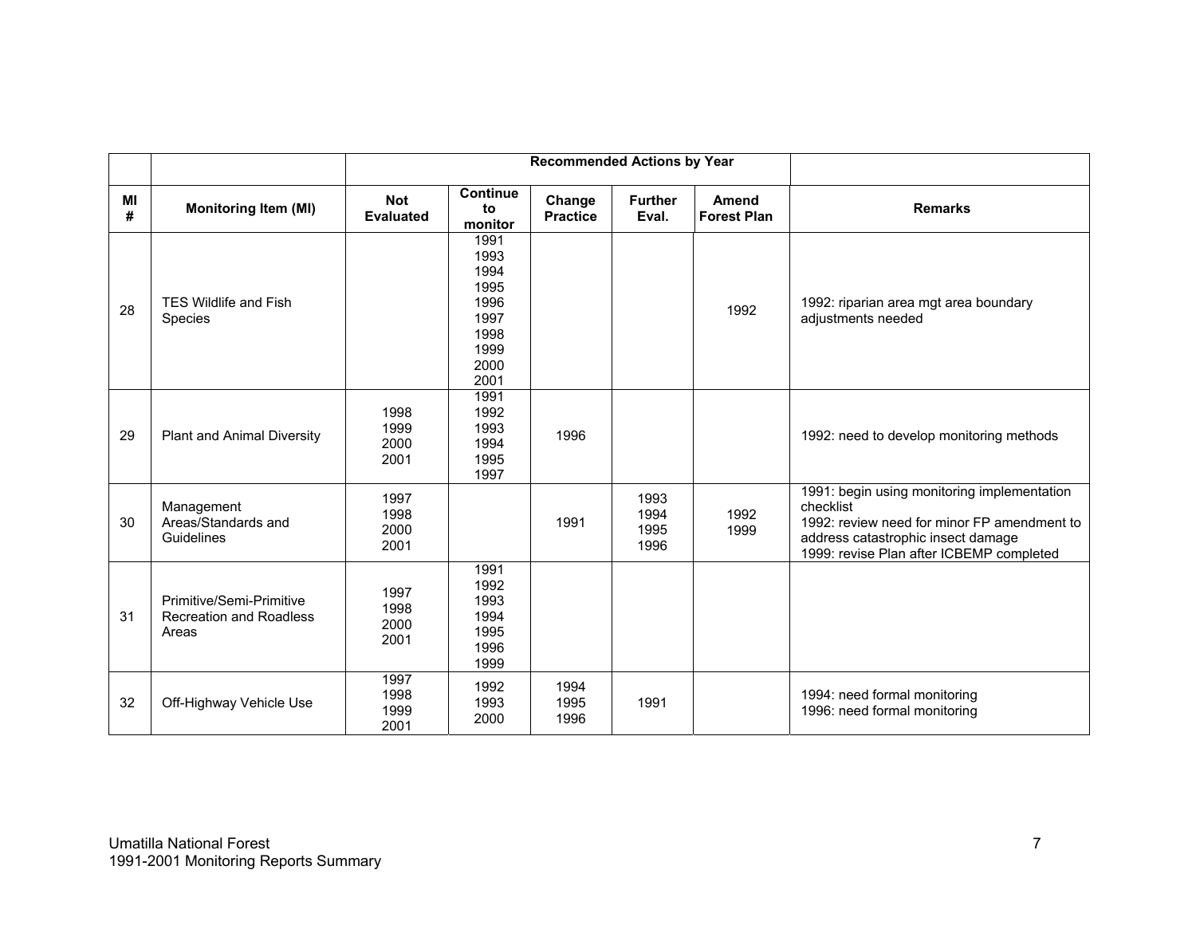| | | Recommended Actions by Year | | | | | |
|---|---|---|---|---|---|---|---|
| MI # | Monitoring Item (MI) | Not Evaluated | Continue to monitor | Change Practice | Further Eval. | Amend Forest Plan | Remarks |
| 28 | TES Wildlife and Fish Species | | 1991 1993 1994 1995 1996 1997 1998 1999 2000 2001 | | | 1992 | 1992: riparian area mgt area boundary adjustments needed |
| 29 | Plant and Animal Diversity | 1998 1999 2000 2001 | 1991 1992 1993 1994 1995 1997 | 1996 | | | 1992: need to develop monitoring methods |
| 30 | Management Areas/Standards and Guidelines | 1997 1998 2000 2001 | | 1991 | 1993 1994 1995 1996 | 1992 1999 | 1991: begin using monitoring implementation checklist<br>1992: review need for minor FP amendment to address catastrophic insect damage<br>1999: revise Plan after ICBEMP completed |
| 31 | Primitive/Semi-Primitive Recreation and Roadless Areas | 1997 1998 2000 2001 | 1991 1992 1993 1994 1995 1996 1999 | | | | |
| 32 | Off-Highway Vehicle Use | 1997 1998 1999 2001 | 1992 1993 2000 | 1994 1995 1996 | 1991 | | 1994: need formal monitoring<br>1996: need formal monitoring |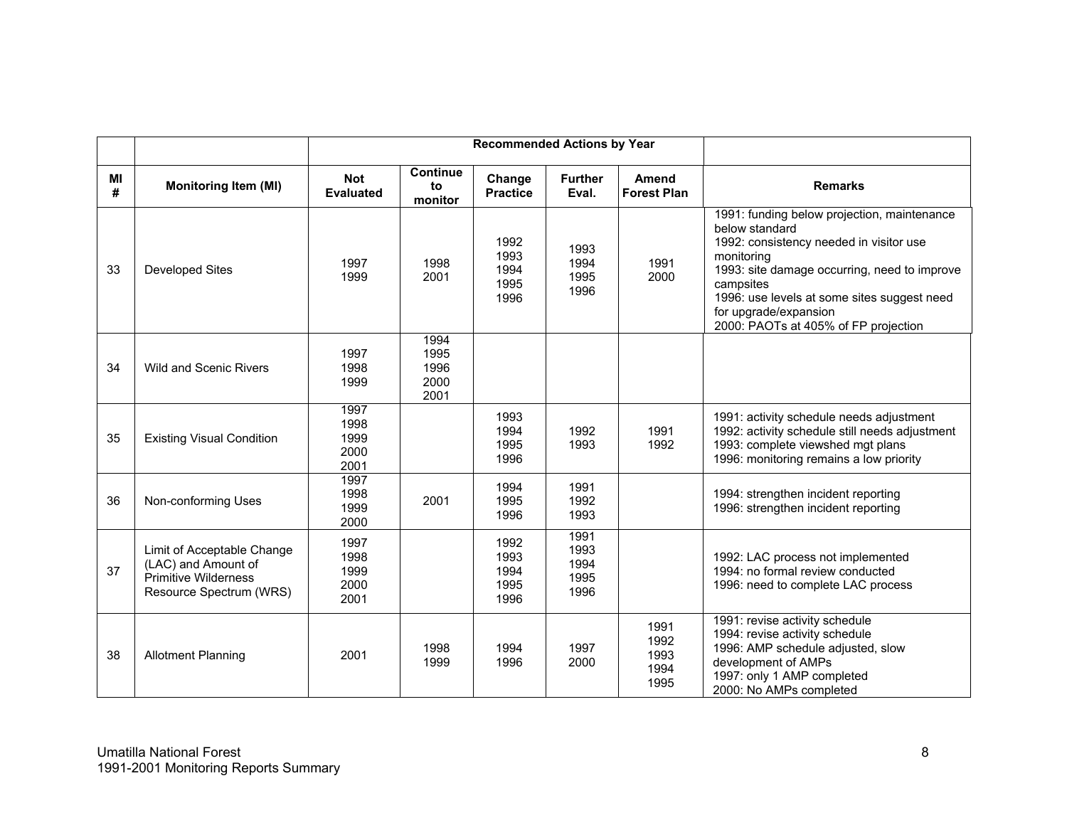| | | Recommended Actions by Year | | | | | |
|---|---|---|---|---|---|---|---|
| MI # | Monitoring Item (MI) | Not Evaluated | Continue to monitor | Change Practice | Further Eval. | Amend Forest Plan | Remarks |
| 33 | Developed Sites | 1997<br>1999 | 1998<br>2001 | 1992<br>1993<br>1994<br>1995<br>1996 | 1993<br>1994<br>1995<br>1996 | 1991<br>2000 | 1991: funding below projection, maintenance below standard<br>1992: consistency needed in visitor use monitoring<br>1993: site damage occurring, need to improve campsites<br>1996: use levels at some sites suggest need for upgrade/expansion<br>2000: PAOTs at 405% of FP projection |
| 34 | Wild and Scenic Rivers | 1997<br>1998<br>1999 | 1994<br>1995<br>1996<br>2000<br>2001 | | | | |
| 35 | Existing Visual Condition | 1997<br>1998<br>1999<br>2000<br>2001 | | 1993<br>1994<br>1995<br>1996 | 1992<br>1993 | 1991<br>1992 | 1991: activity schedule needs adjustment<br>1992: activity schedule still needs adjustment<br>1993: complete viewshed mgt plans<br>1996: monitoring remains a low priority |
| 36 | Non-conforming Uses | 1997<br>1998<br>1999<br>2000 | 2001 | 1994<br>1995<br>1996 | 1991<br>1992<br>1993 | | 1994: strengthen incident reporting<br>1996: strengthen incident reporting |
| 37 | Limit of Acceptable Change (LAC) and Amount of Primitive Wilderness Resource Spectrum (WRS) | 1997<br>1998<br>1999<br>2000<br>2001 | | 1992<br>1993<br>1994<br>1995<br>1996 | 1991<br>1993<br>1994<br>1995<br>1996 | | 1992: LAC process not implemented<br>1994: no formal review conducted<br>1996: need to complete LAC process |
| 38 | Allotment Planning | 2001 | 1998<br>1999 | 1994<br>1996 | 1997<br>2000 | 1991<br>1992<br>1993<br>1994<br>1995 | 1991: revise activity schedule<br>1994: revise activity schedule<br>1996: AMP schedule adjusted, slow development of AMPs<br>1997: only 1 AMP completed<br>2000: No AMPs completed |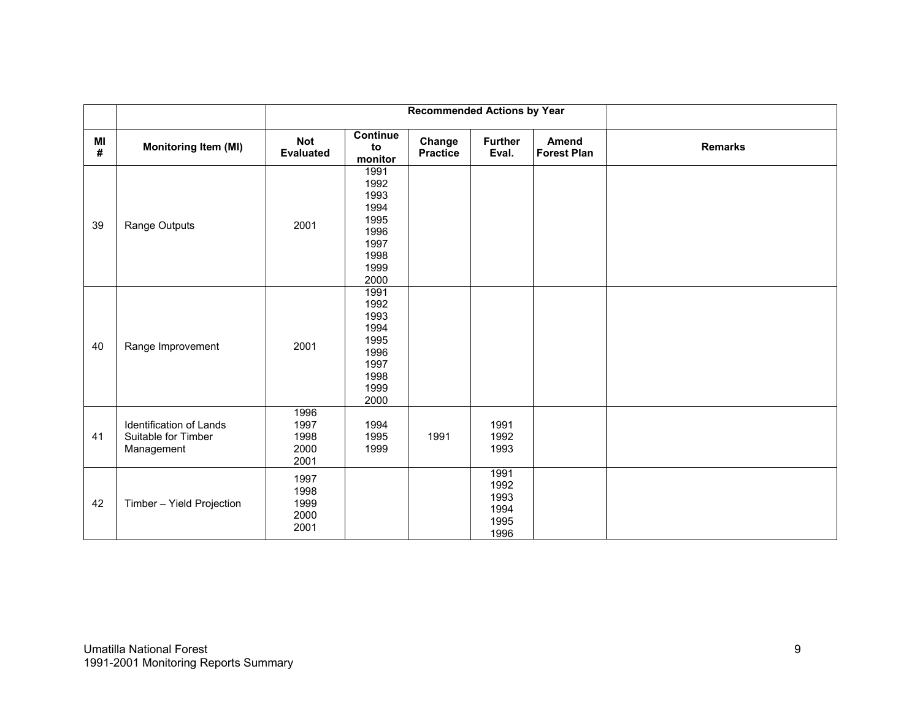| | | Recommended Actions by Year | | | | | |
|---|---|---|---|---|---|---|---|
| MI # | Monitoring Item (MI) | Not Evaluated | Continue to monitor | Change Practice | Further Eval. | Amend Forest Plan | Remarks |
| 39 | Range Outputs | 2001 | 1991<br>1992<br>1993<br>1994<br>1995<br>1996<br>1997<br>1998<br>1999<br>2000 | | | | |
| 40 | Range Improvement | 2001 | 1991<br>1992<br>1993<br>1994<br>1995<br>1996<br>1997<br>1998<br>1999<br>2000 | | | | |
| 41 | Identification of Lands Suitable for Timber Management | 1996<br>1997<br>1998<br>2000<br>2001 | 1994<br>1995<br>1999 | 1991 | 1991<br>1992<br>1993 | | |
| 42 | Timber – Yield Projection | 1997<br>1998<br>1999<br>2000<br>2001 | | | 1991<br>1992<br>1993<br>1994<br>1995<br>1996 | | |

Umatilla National Forest
1991-2001 Monitoring Reports Summary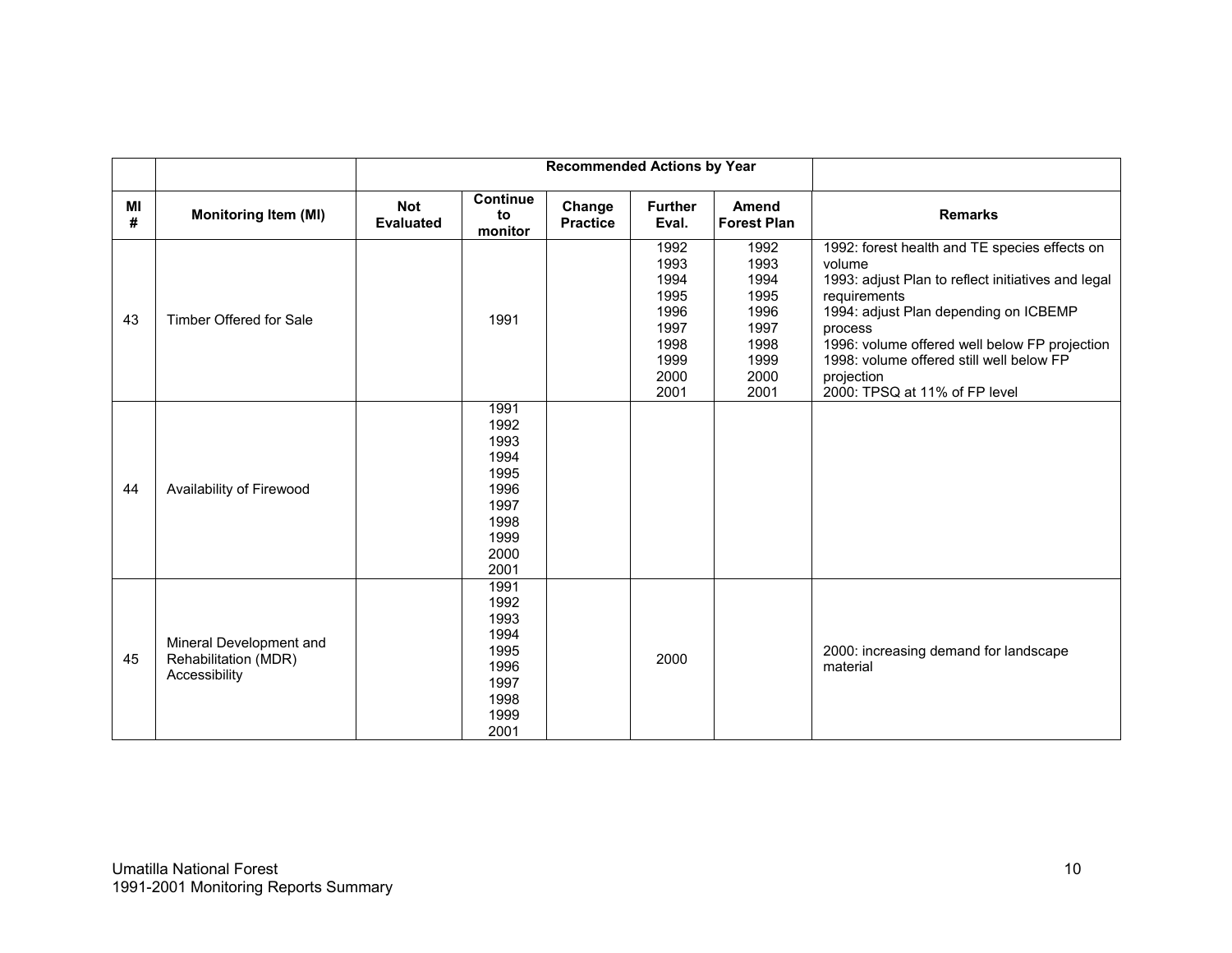| | | Recommended Actions by Year | | | | | |
|---|---|---|---|---|---|---|---|
| MI # | Monitoring Item (MI) | Not Evaluated | Continue to monitor | Change Practice | Further Eval. | Amend Forest Plan | Remarks |
| 43 | Timber Offered for Sale | | 1991 | | 1992 1993 1994 1995 1996 1997 1998 1999 2000 2001 | 1992 1993 1994 1995 1996 1997 1998 1999 2000 2001 | 1992: forest health and TE species effects on volume 1993: adjust Plan to reflect initiatives and legal requirements 1994: adjust Plan depending on ICBEMP process 1996: volume offered well below FP projection 1998: volume offered still well below FP projection 2000: TPSQ at 11% of FP level |
| 44 | Availability of Firewood | | 1991 1992 1993 1994 1995 1996 1997 1998 1999 2000 2001 | | | | |
| 45 | Mineral Development and Rehabilitation (MDR) Accessibility | | 1991 1992 1993 1994 1995 1996 1997 1998 1999 2001 | | 2000 | | 2000: increasing demand for landscape material |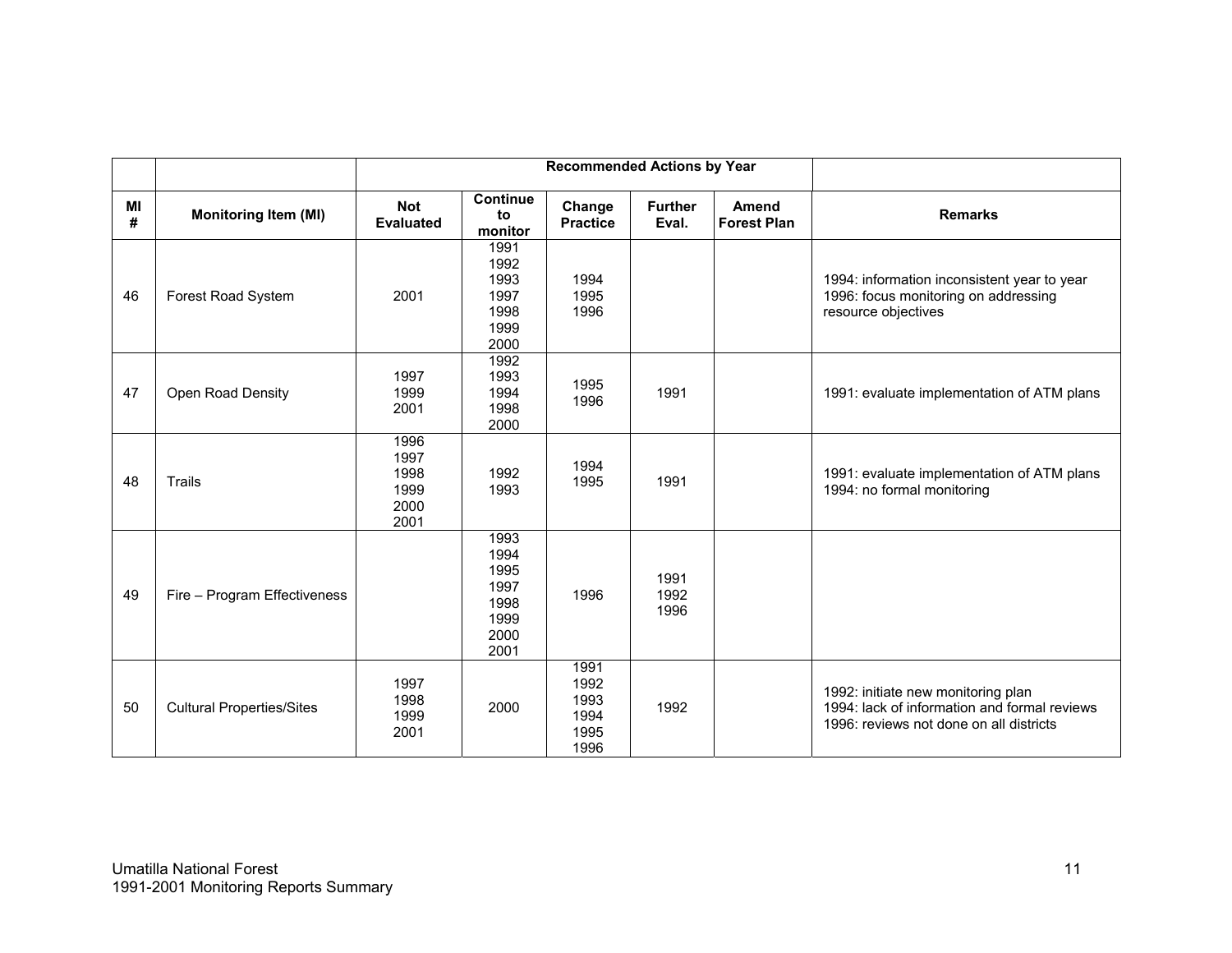| | | Recommended Actions by Year | | | | | |
|---|---|---|---|---|---|---|---|
| MI # | Monitoring Item (MI) | Not Evaluated | Continue to monitor | Change Practice | Further Eval. | Amend Forest Plan | Remarks |
| 46 | Forest Road System | 2001 | 1991<br>1992<br>1993<br>1997<br>1998<br>1999<br>2000 | 1994<br>1995<br>1996 | | | 1994: information inconsistent year to year<br>1996: focus monitoring on addressing resource objectives |
| 47 | Open Road Density | 1997<br>1999<br>2001 | 1992<br>1993<br>1994<br>1998<br>2000 | 1995<br>1996 | 1991 | | 1991: evaluate implementation of ATM plans |
| 48 | Trails | 1996<br>1997<br>1998<br>1999<br>2000<br>2001 | 1992<br>1993 | 1994<br>1995 | 1991 | | 1991: evaluate implementation of ATM plans<br>1994: no formal monitoring |
| 49 | Fire – Program Effectiveness | | 1993<br>1994<br>1995<br>1997<br>1998<br>1999<br>2000<br>2001 | 1996 | 1991<br>1992<br>1996 | | |
| 50 | Cultural Properties/Sites | 1997<br>1998<br>1999<br>2001 | 2000 | 1991<br>1992<br>1993<br>1994<br>1995<br>1996 | 1992 | | 1992: initiate new monitoring plan<br>1994: lack of information and formal reviews<br>1996: reviews not done on all districts |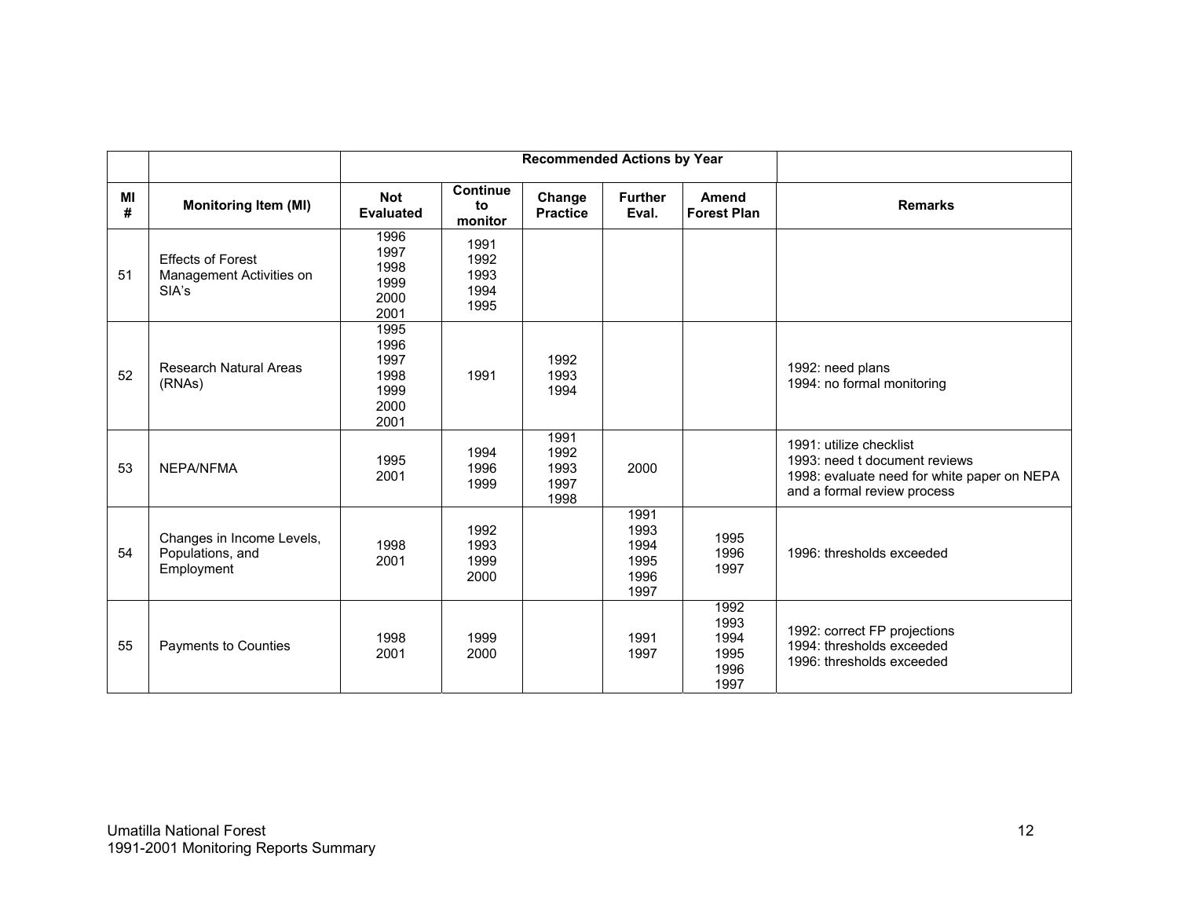| | | Recommended Actions by Year | | | | | |
|---|---|---|---|---|---|---|---|
| MI # | Monitoring Item (MI) | Not Evaluated | Continue to monitor | Change Practice | Further Eval. | Amend Forest Plan | Remarks |
| 51 | Effects of Forest Management Activities on SIA's | 1996 1997 1998 1999 2000 2001 | 1991 1992 1993 1994 1995 | | | | |
| 52 | Research Natural Areas (RNAs) | 1995 1996 1997 1998 1999 2000 2001 | 1991 | 1992 1993 1994 | | | 1992: need plans<br>1994: no formal monitoring |
| 53 | NEPA/NFMA | 1995 2001 | 1994 1996 1999 | 1991 1992 1993 1997 1998 | 2000 | | 1991: utilize checklist<br>1993: need t document reviews<br>1998: evaluate need for white paper on NEPA and a formal review process |
| 54 | Changes in Income Levels, Populations, and Employment | 1998 2001 | 1992 1993 1999 2000 | | 1991 1993 1994 1995 1996 1997 | 1995 1996 1997 | 1996: thresholds exceeded |
| 55 | Payments to Counties | 1998 2001 | 1999 2000 | | 1991 1997 | 1992 1993 1994 1995 1996 1997 | 1992: correct FP projections<br>1994: thresholds exceeded<br>1996: thresholds exceeded |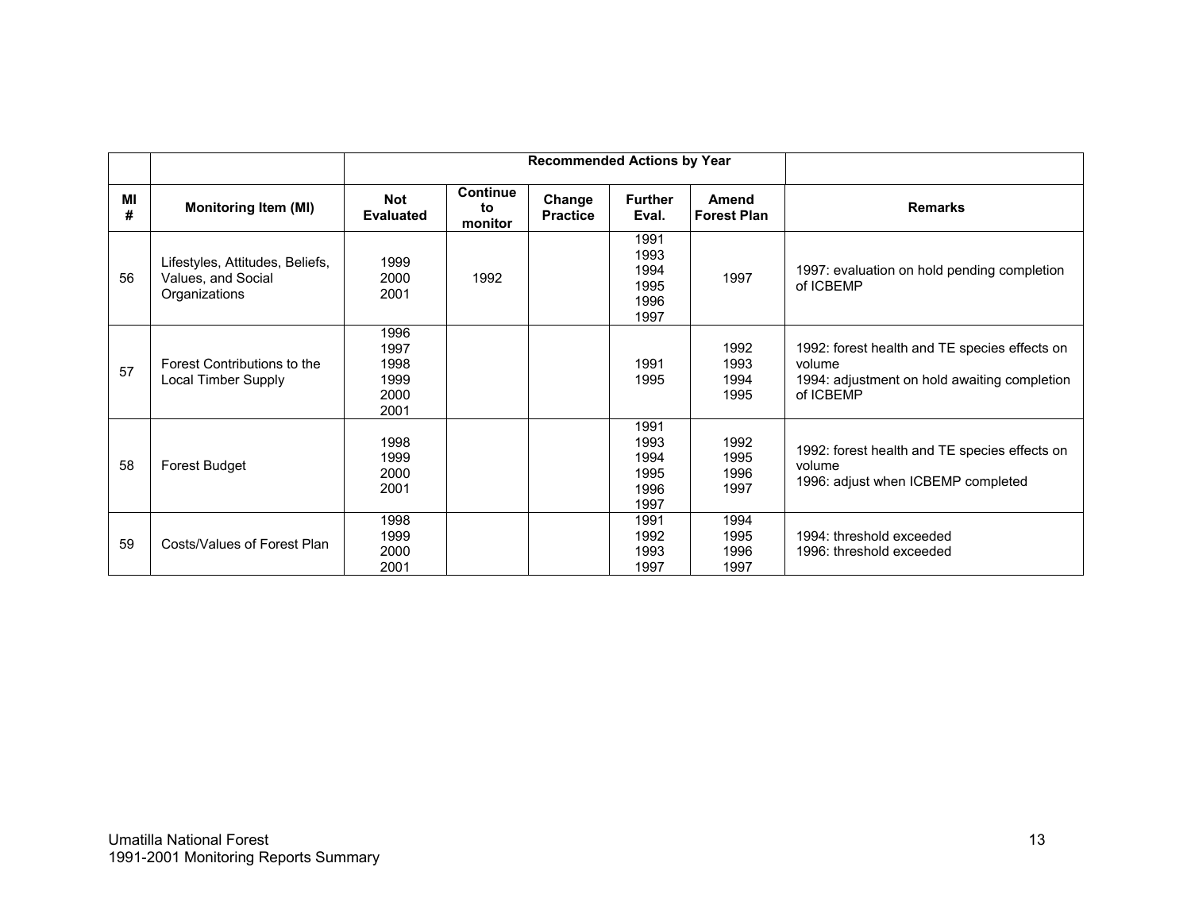| | | Recommended Actions by Year | | | | | |
|---|---|---|---|---|---|---|---|
| MI # | Monitoring Item (MI) | Not Evaluated | Continue to monitor | Change Practice | Further Eval. | Amend Forest Plan | Remarks |
| 56 | Lifestyles, Attitudes, Beliefs, Values, and Social Organizations | 1999<br>2000<br>2001 | 1992 | | 1991<br>1993<br>1994<br>1995<br>1996<br>1997 | 1997 | 1997: evaluation on hold pending completion of ICBEMP |
| 57 | Forest Contributions to the Local Timber Supply | 1996<br>1997<br>1998<br>1999<br>2000<br>2001 | | | 1991<br>1995 | 1992<br>1993<br>1994<br>1995 | 1992: forest health and TE species effects on volume<br>1994: adjustment on hold awaiting completion of ICBEMP |
| 58 | Forest Budget | 1998<br>1999<br>2000<br>2001 | | | 1991<br>1993<br>1994<br>1995<br>1996<br>1997 | 1992<br>1995<br>1996<br>1997 | 1992: forest health and TE species effects on volume<br>1996: adjust when ICBEMP completed |
| 59 | Costs/Values of Forest Plan | 1998<br>1999<br>2000<br>2001 | | | 1991<br>1992<br>1993<br>1997 | 1994<br>1995<br>1996<br>1997 | 1994: threshold exceeded<br>1996: threshold exceeded |